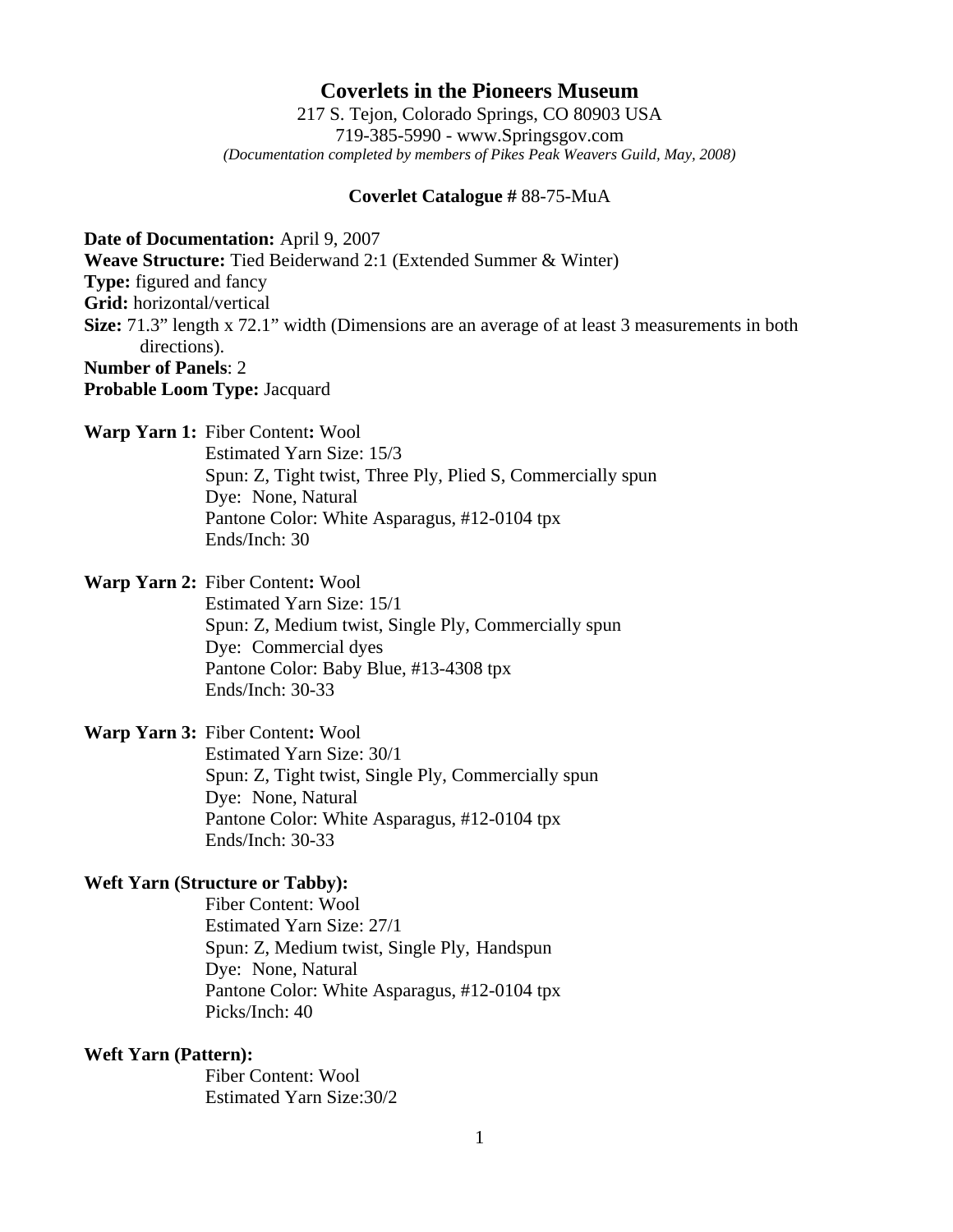# Coverlets in the Pioneers Museum

217 S. Tejon, Colorado Springs, CO 80903 USA
719-385-5990 - www.Springsgov.com
*(Documentation completed by members of Pikes Peak Weavers Guild, May, 2008)*

**Coverlet Catalogue #** 88-75-MuA

**Date of Documentation:** April 9, 2007
**Weave Structure:** Tied Beiderwand 2:1 (Extended Summer & Winter)
**Type:** figured and fancy
**Grid:** horizontal/vertical
**Size:** 71.3" length x 72.1" width (Dimensions are an average of at least 3 measurements in both directions).
**Number of Panels**: 2
**Probable Loom Type:** Jacquard

**Warp Yarn 1:** Fiber Content**:** Wool
Estimated Yarn Size: 15/3
Spun: Z, Tight twist, Three Ply, Plied S, Commercially spun
Dye: None, Natural
Pantone Color: White Asparagus, #12-0104 tpx
Ends/Inch: 30

**Warp Yarn 2:** Fiber Content**:** Wool
Estimated Yarn Size: 15/1
Spun: Z, Medium twist, Single Ply, Commercially spun
Dye: Commercial dyes
Pantone Color: Baby Blue, #13-4308 tpx
Ends/Inch: 30-33

**Warp Yarn 3:** Fiber Content**:** Wool
Estimated Yarn Size: 30/1
Spun: Z, Tight twist, Single Ply, Commercially spun
Dye: None, Natural
Pantone Color: White Asparagus, #12-0104 tpx
Ends/Inch: 30-33

**Weft Yarn (Structure or Tabby):**
Fiber Content: Wool
Estimated Yarn Size: 27/1
Spun: Z, Medium twist, Single Ply, Handspun
Dye: None, Natural
Pantone Color: White Asparagus, #12-0104 tpx
Picks/Inch: 40

**Weft Yarn (Pattern):**
Fiber Content: Wool
Estimated Yarn Size:30/2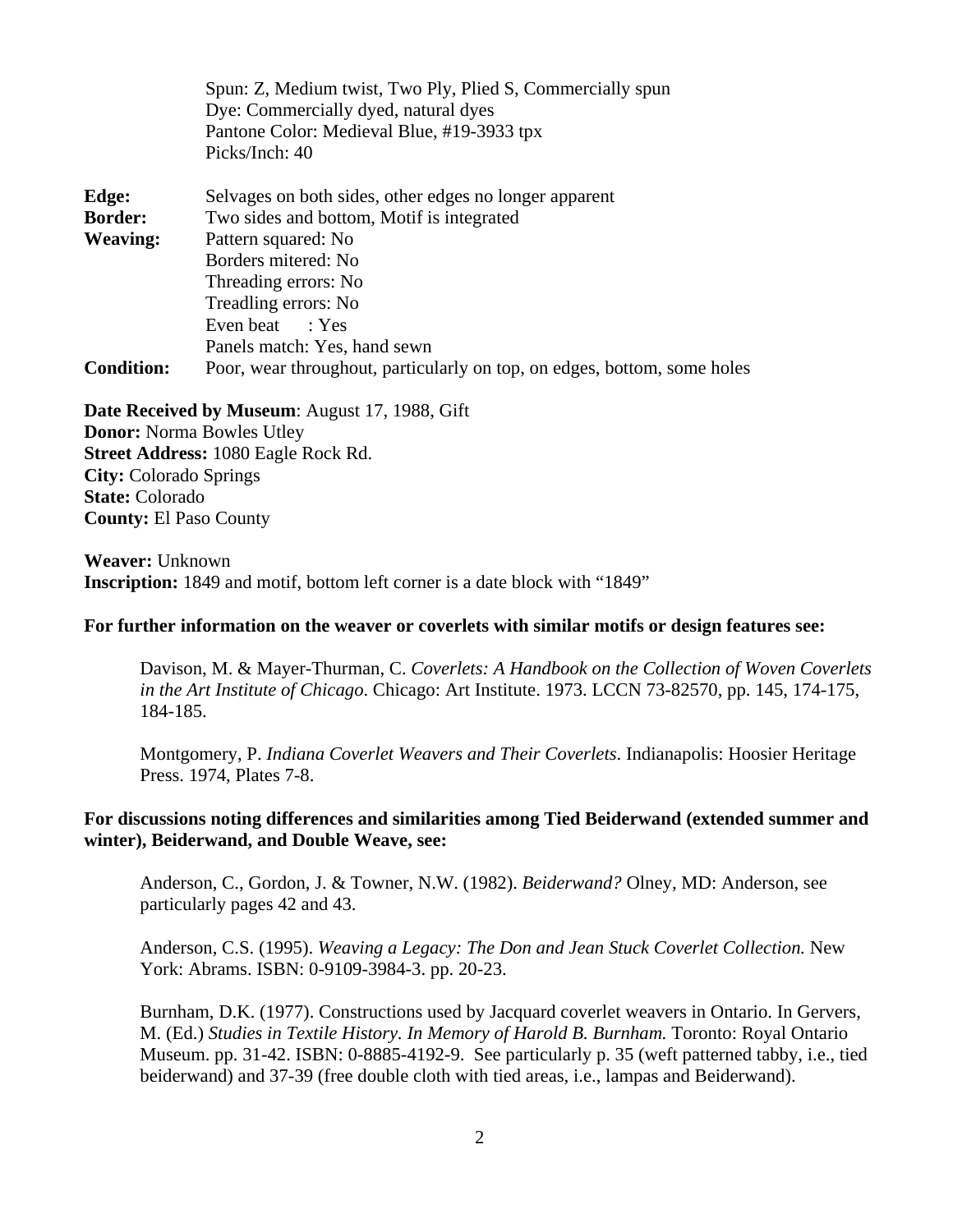Spun: Z, Medium twist, Two Ply, Plied S, Commercially spun
Dye: Commercially dyed, natural dyes
Pantone Color: Medieval Blue, #19-3933 tpx
Picks/Inch: 40

**Edge:** Selvages on both sides, other edges no longer apparent
**Border:** Two sides and bottom, Motif is integrated
**Weaving:** Pattern squared: No
Borders mitered: No
Threading errors: No
Treadling errors: No
Even beat : Yes
Panels match: Yes, hand sewn
**Condition:** Poor, wear throughout, particularly on top, on edges, bottom, some holes

**Date Received by Museum**: August 17, 1988, Gift
**Donor:** Norma Bowles Utley
**Street Address:** 1080 Eagle Rock Rd.
**City:** Colorado Springs
**State:** Colorado
**County:** El Paso County

**Weaver:** Unknown
**Inscription:** 1849 and motif, bottom left corner is a date block with "1849"

**For further information on the weaver or coverlets with similar motifs or design features see:**

Davison, M. & Mayer-Thurman, C. *Coverlets: A Handbook on the Collection of Woven Coverlets in the Art Institute of Chicago*. Chicago: Art Institute. 1973. LCCN 73-82570, pp. 145, 174-175, 184-185.

Montgomery, P. *Indiana Coverlet Weavers and Their Coverlets*. Indianapolis: Hoosier Heritage Press. 1974, Plates 7-8.

**For discussions noting differences and similarities among Tied Beiderwand (extended summer and winter), Beiderwand, and Double Weave, see:**

Anderson, C., Gordon, J. & Towner, N.W. (1982). *Beiderwand?* Olney, MD: Anderson, see particularly pages 42 and 43.

Anderson, C.S. (1995). *Weaving a Legacy: The Don and Jean Stuck Coverlet Collection.* New York: Abrams. ISBN: 0-9109-3984-3. pp. 20-23.

Burnham, D.K. (1977). Constructions used by Jacquard coverlet weavers in Ontario. In Gervers, M. (Ed.) *Studies in Textile History. In Memory of Harold B. Burnham.* Toronto: Royal Ontario Museum. pp. 31-42. ISBN: 0-8885-4192-9. See particularly p. 35 (weft patterned tabby, i.e., tied beiderwand) and 37-39 (free double cloth with tied areas, i.e., lampas and Beiderwand).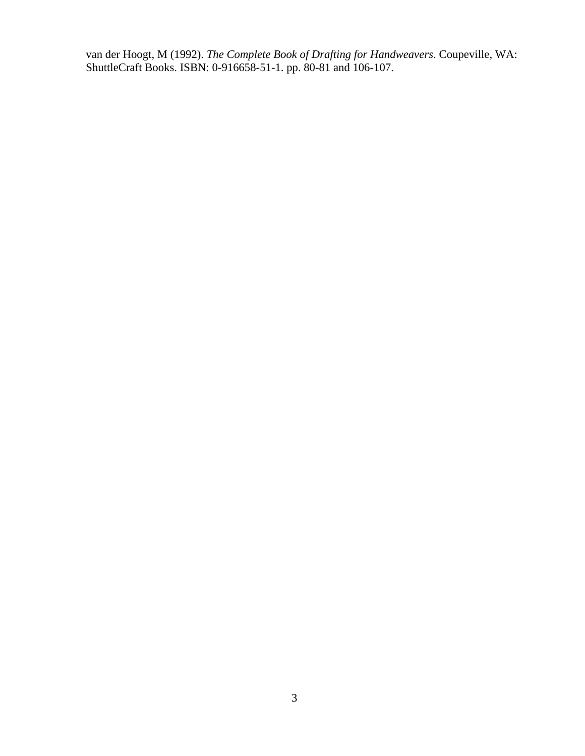van der Hoogt, M (1992). *The Complete Book of Drafting for Handweavers*. Coupeville, WA: ShuttleCraft Books. ISBN: 0-916658-51-1. pp. 80-81 and 106-107.